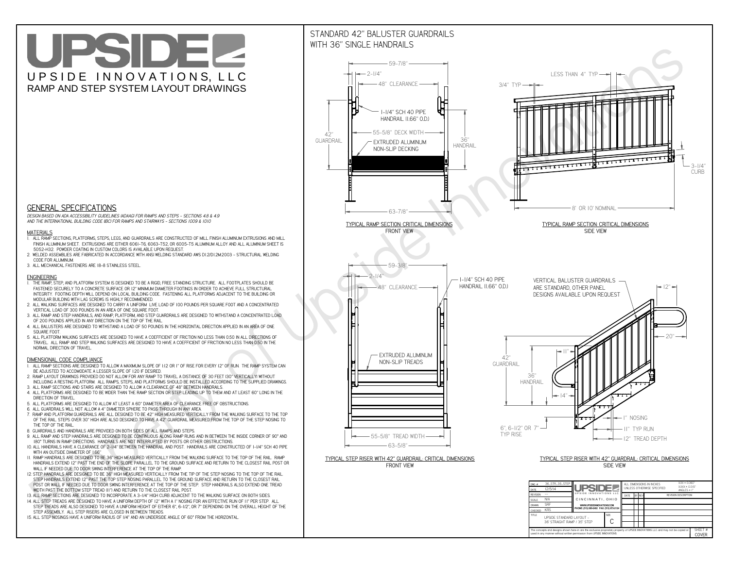# UPSIDE

UPSIDE INNOVATIONS, LLC

RAMP AND STEP SYSTEM LAYOUT DRAWINGS

## GENERAL SPECIFICATIONS

*DESIGN BASED ON ADA ACCESSIBILITY GUIDELINES (ADAAG) FOR RAMPS AND STEPS - SECTIONS 4.8 & 4.9 AND THE INTERNATIONAL BUILDING CODE (IBC) FOR RAMPS AND STAIRWAYS - SECTIONS 1009 & 1010*

### MATERIALS

1. ALL RAMP SECTIONS, PLATFORMS, STEPS, LEGS, AND GUARDRAILS ARE CONSTRUCTED OF MILL FINISH ALUMINUM EXTRUSIONS AND MILL FINISH ALUMINUM SHEET. EXTRUSIONS ARE EITHER 6061-T6, 6063-T52, OR 6005-T5 ALUMINUM ALLOY AND ALL ALUMINUM SHEET IS 5052-H32. POWDER COATING IN CUSTOM COLORS IS AVAILABLE UPON REQUEST.
2. WELDED ASSEMBLIES ARE FABRICATED IN ACCORDANCE WITH ANSI WELDING STANDARD AWS D1.2/D1.2M:2003 - STRUCTURAL WELDING CODE FOR ALUMINUM.
3. ALL MECHANICAL FASTENERS ARE 18-8 STAINLESS STEEL.

### ENGINEERING

1. THE RAMP, STEP, AND PLATFORM SYSTEM IS DESIGNED TO BE A RIGID, FREE STANDING STRUCTURE. ALL FOOTPLATES SHOULD BE FASTENED SECURELY TO A CONCRETE SURFACE OR 12" MINIMUM DIAMETER CONCRETE FOOTINGS IN ORDER TO ACHIEVE FULL STRUCTURAL INTEGRITY. FOOTING DEPTH WILL DEPEND ON LOCAL BUILDING CODE. FASTENING ALL PLATFORMS ADJACENT TO THE BUILDING OR MODULAR BUILDING WITH LAG SCREWS IS HIGHLY RECOMMENDED.
2. ALL WALKING SURFACES ARE DESIGNED TO CARRY A UNIFORM LIVE LOAD OF 100 POUNDS PER SQUARE FOOT AND A CONCENTRATED VERTICAL LOAD OF 300 POUNDS IN AN AREA OF ONE SQUARE FOOT.
3. ALL RAMP AND STEP HANDRAILS, AND RAMP, PLATFORM, AND STEP GUARDRAILS ARE DESIGNED TO WITHSTAND A CONCENTRATED LOAD OF 200 POUNDS APPLIED IN ANY DIRECTION ON THE TOP OF THE RAIL.
4. ALL BALUSTERS ARE DESIGNED TO WITHSTAND A LOAD OF 50 POUNDS IN THE HORIZONTAL DIRECTION APPLIED IN AN AREA OF ONE SQUARE FOOT.
5. ALL PLATFORM WALKING SURFACES ARE DESIGNED TO HAVE A COEFFICIENT OF FRICTION NO LESS THAN 0.50 IN ALL DIRECTIONS OF TRAVEL. ALL RAMP AND STEP WALKING SURFACES ARE DESIGNED TO HAVE A COEFFICIENT OF FRICTION NO LESS THAN 0.50 IN THE NORMAL DIRECTION OF TRAVEL.

### DIMENSIONAL CODE COMPLIANCE

1. ALL RAMP SECTIONS ARE DESIGNED TO ALLOW A MAXIMUM SLOPE OF 1:12 OR 1" OF RISE FOR EVERY 12" OF RUN. THE RAMP SYSTEM CAN BE ADJUSTED TO ACCOMODATE A LESSER SLOPE OF 1:20 IF DESIRED.
2. RAMP LAYOUT DRAWINGS PROVIDED DO NOT ALLOW FOR ANY RAMP TO TRAVEL A DISTANCE OF 30 FEET (30" VERTICALLY) WITHOUT INCLUDING A RESTING PLATFORM. ALL RAMPS, STEPS, AND PLATFORMS SHOULD BE INSTALLED ACCORDING TO THE SUPPLIED DRAWINGS.
3. ALL RAMP SECTIONS AND STAIRS ARE DESIGNED TO ALLOW A CLEARANCE OF 48" BETWEEN HANDRAILS.
4. ALL PLATFORMS ARE DESIGNED TO BE WIDER THAN THE RAMP SECTION OR STEP LEADING UP TO THEM AND AT LEAST 60" LONG IN THE DIRECTION OF TRAVEL.
5. ALL PLATFORMS ARE DESIGNED TO ALLOW AT LEAST A 60" DIAMETER AREA OF CLEARANCE FREE OF OBSTRUCTIONS.
6. ALL GUARDRAILS WILL NOT ALLOW A 4" DIAMETER SPHERE TO PASS THROUGH IN ANY AREA.
7. RAMP AND PLATFORM GUARDRAILS ARE ALL DESIGNED TO BE 42" HIGH MEASURED VERTICALLY FROM THE WALKING SURFACE TO THE TOP OF THE RAIL. STEPS OVER 30" HIGH ARE ALSO DESIGNED TO HAVE A 42" GUARDRAIL MEASURED FROM THE TOP OF THE STEP NOSING TO THE TOP OF THE RAIL.
8. GUARDRAILS AND HANDRAILS ARE PROVIDED ON BOTH SIDES OF ALL RAMPS AND STEPS.
9. ALL RAMP AND STEP HANDRAILS ARE DESIGNED TO BE CONTINUOUS ALONG RAMP RUNS AND IN BETWEEN THE INSIDE CORNER OF 90° AND 180° TURNS IN RAMP DIRECTIONS. HANDRAILS ARE NOT INTERRUPTED BY POSTS OR OTHER OBSTRUCTIONS.
10. ALL HANDRAILS HAVE A CLEARANCE OF 2-1/4" BETWEEN THE HANDRAIL AND POST. HANDRAILS ARE CONSTRUCTED OF 1-1/4" SCH 40 PIPE WITH AN OUTSIDE DIAMETER OF 1.66"
11. RAMP HANDRAILS ARE DESIGNED TO BE 36" HIGH MEASURED VERTICALLY FROM THE WALKING SURFACE TO THE TOP OF THE RAIL. RAMP HANDRAILS EXTEND 12" PAST THE END OF THE SLOPE PARALLEL TO THE GROUND SURFACE AND RETURN TO THE CLOSEST RAIL POST OR WALL IF NEEDED DUE TO DOOR SWING INTERFERENCE AT THE TOP OF THE RAMP.
12. STEP HANDRAILS ARE DESIGNED TO BE 36" HIGH MEASURED VERTICALLY FROM THE TIP OF THE STEP NOSING TO THE TOP OF THE RAIL. STEP HANDRAILS EXTEND 12" PAST THE TOP STEP NOSING PARALLEL TO THE GROUND SURFACE AND RETURN TO THE CLOSEST RAIL POST OR WALL IF NEEDED DUE TO DOOR SWING INTERFERENCE AT THE TOP OF THE STEP. STEP HANDRAILS ALSO EXTEND ONE TREAD WIDTH PAST THE BOTTOM STEP TREAD (11") AND RETURN TO THE CLOSEST RAIL POST.
13. ALL RAMP SECTIONS ARE DESIGNED TO INCORPORATE A 3-1/4" HIGH CURB ADJACENT TO THE WALKING SURFACE ON BOTH SIDES.
14. ALL STEP TREADS ARE DESIGNED TO HAVE A UNIFORM DEPTH OF 12" WITH A 1" NOSING FOR AN EFFECTIVE RUN OF 11" PER STEP. ALL STEP TREADS ARE ALSO DESIGNED TO HAVE A UNIFORM HEIGHT OF EITHER 6", 6-1/2", OR 7" DEPENDING ON THE OVERALL HEIGHT OF THE STEP ASSEMBLY. ALL STEP RISERS ARE CLOSED IN BETWEEN TREADS.
15. ALL STEP NOSINGS HAVE A UNIFORM RADIUS OF 1/4" AND AN UNDERSIDE ANGLE OF 60° FROM THE HORIZONTAL.

## STANDARD 42" BALUSTER GUARDRAILS WITH 36" SINGLE HANDRAILS

59-7/8" · 2-1/4" · 48" CLEARANCE · 1-1/4" SCH 40 PIPE HANDRAIL (1.66" O.D.) · 42" GUARDRAIL · 55-5/8" DECK WIDTH · 36" HANDRAIL · EXTRUDED ALUMINUM NON-SLIP DECKING · 63-7/8"

TYPICAL RAMP SECTION: CRITICAL DIMENSIONS
FRONT VIEW

LESS THAN 4" TYP · 3/4" TYP · 3-1/4" CURB · 8' OR 10' NOMINAL

TYPICAL RAMP SECTION: CRITICAL DIMENSIONS
SIDE VIEW

59-3/8" · 2-1/4" · 48" CLEARANCE · 1-1/4" SCH 40 PIPE HANDRAIL (1.66" O.D.) · EXTRUDED ALUMINUM NON-SLIP TREADS · 55-5/8" TREAD WIDTH · 63-5/8"

TYPICAL STEP RISER WITH 42" GUARDRAIL: CRITICAL DIMENSIONS
FRONT VIEW

VERTICAL BALUSTER GUARDRAILS ARE STANDARD, OTHER PANEL DESIGNS AVAILABLE UPON REQUEST · 12" · 20" · 11" · 42" GUARDRAIL · 36" HANDRAIL · 14" · 1" NOSING · 11" TYP RUN · 12" TREAD DEPTH · 6", 6-1/2" OR 7" TYP RISE

TYPICAL STEP RISER WITH 42" GUARDRAIL: CRITICAL DIMENSIONS
SIDE VIEW

| | | | |
|---|---|---|---|
| DWG # | 36_STR_35_STEP | UPSIDE UPSIDE INNOVATIONS LLC CINCINNATI, OHIO WWW.UPSIDEINNOVATIONS.COM PHONE: (513) 889-2492 FAX: (513) 672-2124 | ALL DIMENSIONS IN INCHES UNLESS OTHERWISE SPECIFIED XXX ± 0.060" XXXX ± 0.015" ANGLES ± 1° |
| DATE | 12/5/14 | | |
| REVISION | -- | | DATE / BY / REV / REVISION DESCRIPTION |
| SCALE | N/A | | |
| DRAWN | SRF | | |
| CHECKED | KRS | | |
| TITLE | UPSIDE STANDARD LAYOUT - 36' STRAIGHT RAMP / 35" STEP | SIZE C | |

The concepts and designs shown here-in are the exclusive proprietary property of UPSIDE INNOVATIONS LLC and may not be copied or used in any manner without written permission from UPSIDE INNOVATIONS.

SHEET # COVER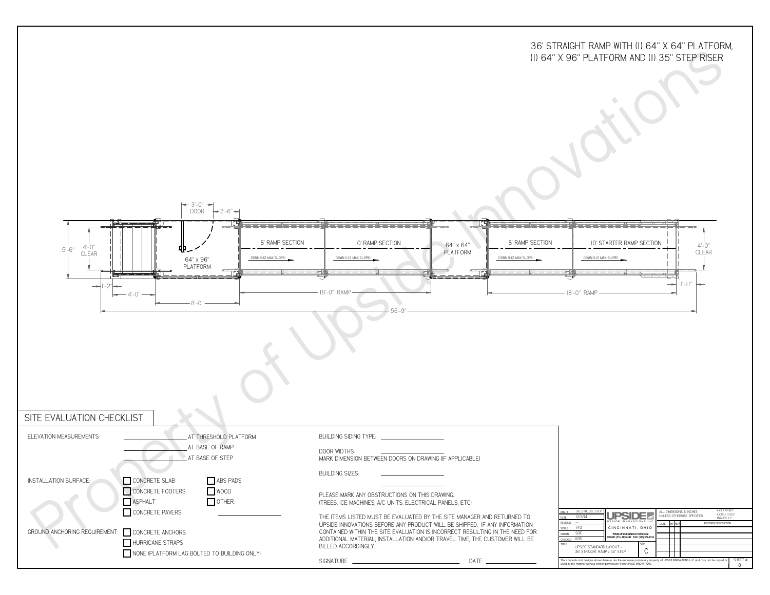# 36' STRAIGHT RAMP WITH (1) 64" X 64" PLATFORM, (1) 64" X 96" PLATFORM AND (1) 35" STEP RISER

3'-0" DOOR
2'-6"
5'-6"
4'-0" CLEAR
64" x 96" PLATFORM
8' RAMP SECTION
DOWN (1:12 MAX SLOPE)
10' RAMP SECTION
DOWN (1:12 MAX SLOPE)
64" x 64" PLATFORM
8' RAMP SECTION
DOWN (1:12 MAX SLOPE)
10' STARTER RAMP SECTION
DOWN (1:12 MAX SLOPE)
4'-0" CLEAR
1'-2"
4'-0"
8'-0"
18'-0" RAMP
18'-0" RAMP
1'-11"
56'-9"

## SITE EVALUATION CHECKLIST

ELEVATION MEASUREMENTS:
- ____________ AT THRESHOLD PLATFORM
- ____________ AT BASE OF RAMP
- ____________ AT BASE OF STEP

INSTALLATION SURFACE:
- ☐ CONCRETE SLAB
- ☐ CONCRETE FOOTERS
- ☐ ASPHALT
- ☐ CONCRETE PAVERS
- ☐ ABS PADS
- ☐ WOOD
- ☐ OTHER ____________

GROUND ANCHORING REQUIREMENT:
- ☐ CONCRETE ANCHORS
- ☐ HURRICANE STRAPS
- ☐ NONE (PLATFORM LAG BOLTED TO BUILDING ONLY)

BUILDING SIDING TYPE: ____________

DOOR WIDTHS: ____________
MARK DIMENSION BETWEEN DOORS ON DRAWING (IF APPLICABLE)

BUILDING SIZES: ____________
____________

PLEASE MARK ANY OBSTRUCTIONS ON THIS DRAWING.
(TREES, ICE MACHINES, A/C UNITS, ELECTRICAL PANELS, ETC)

THE ITEMS LISTED MUST BE EVALUATED BY THE SITE MANAGER AND RETURNED TO UPSIDE INNOVATIONS BEFORE ANY PRODUCT WILL BE SHIPPED. IF ANY INFORMATION CONTAINED WITHIN THE SITE EVALUATION IS INCORRECT RESULTING IN THE NEED FOR ADDITIONAL MATERIAL, INSTALLATION AND/OR TRAVEL TIME, THE CUSTOMER WILL BE BILLED ACCORDINGLY.

SIGNATURE: ____________ DATE: ____________

| | |
|---|---|
| DWG # | 36_STR_35_STEP |
| DATE | 12/5/14 |
| REVISION | --- |
| SCALE | 1:40 |
| DRAWN | SRF |
| CHECKED | KRS |
| TITLE | UPSIDE STANDARD LAYOUT - 36' STRAIGHT RAMP / 35" STEP |
| SIZE | C |

UPSIDE INNOVATIONS LLC
CINCINNATI, OHIO
WWW.UPSIDEINNOVATIONS.COM
PHONE: (513) 889-2492 FAX: (513) 672-2124

ALL DIMENSIONS IN INCHES UNLESS OTHERWISE SPECIFIED
X.XX ± 0.060"
X.XXX ± 0.015"
ANGLES ± 1°

| DATE | BY | REV | REVISION DESCRIPTION |
|---|---|---|---|

The concepts and designs shown here-in are the exclusive proprietary property of UPSIDE INNOVATIONS LLC and may not be copied or used in any manner without written permission from UPSIDE INNOVATIONS.

SHEET # 01